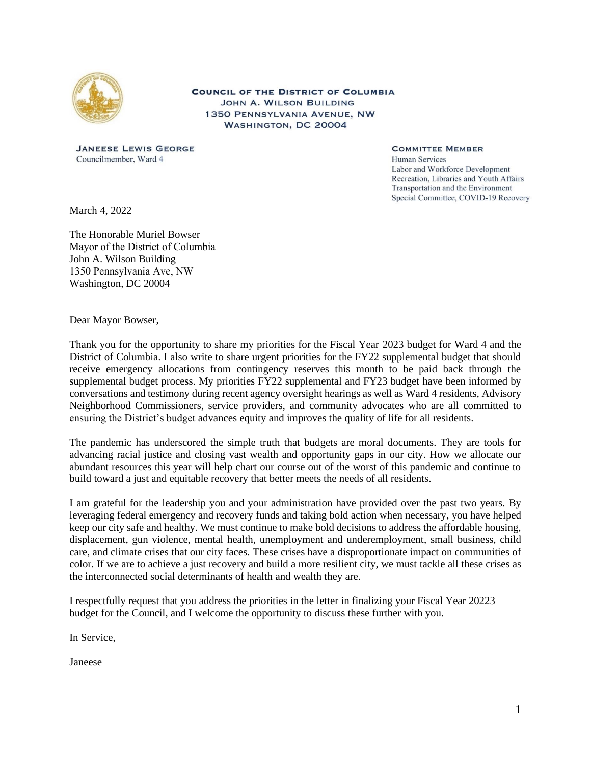**COUNCIL OF THE DISTRICT OF COLUMBIA**
**JOHN A. WILSON BUILDING**
**1350 PENNSYLVANIA AVENUE, NW**
**WASHINGTON, DC 20004**

**JANEESE LEWIS GEORGE**
Councilmember, Ward 4

**COMMITTEE MEMBER**
Human Services
Labor and Workforce Development
Recreation, Libraries and Youth Affairs
Transportation and the Environment
Special Committee, COVID-19 Recovery

March 4, 2022

The Honorable Muriel Bowser
Mayor of the District of Columbia
John A. Wilson Building
1350 Pennsylvania Ave, NW
Washington, DC 20004

Dear Mayor Bowser,

Thank you for the opportunity to share my priorities for the Fiscal Year 2023 budget for Ward 4 and the District of Columbia. I also write to share urgent priorities for the FY22 supplemental budget that should receive emergency allocations from contingency reserves this month to be paid back through the supplemental budget process. My priorities FY22 supplemental and FY23 budget have been informed by conversations and testimony during recent agency oversight hearings as well as Ward 4 residents, Advisory Neighborhood Commissioners, service providers, and community advocates who are all committed to ensuring the District's budget advances equity and improves the quality of life for all residents.

The pandemic has underscored the simple truth that budgets are moral documents. They are tools for advancing racial justice and closing vast wealth and opportunity gaps in our city. How we allocate our abundant resources this year will help chart our course out of the worst of this pandemic and continue to build toward a just and equitable recovery that better meets the needs of all residents.

I am grateful for the leadership you and your administration have provided over the past two years. By leveraging federal emergency and recovery funds and taking bold action when necessary, you have helped keep our city safe and healthy. We must continue to make bold decisions to address the affordable housing, displacement, gun violence, mental health, unemployment and underemployment, small business, child care, and climate crises that our city faces. These crises have a disproportionate impact on communities of color. If we are to achieve a just recovery and build a more resilient city, we must tackle all these crises as the interconnected social determinants of health and wealth they are.

I respectfully request that you address the priorities in the letter in finalizing your Fiscal Year 20223 budget for the Council, and I welcome the opportunity to discuss these further with you.

In Service,

Janeese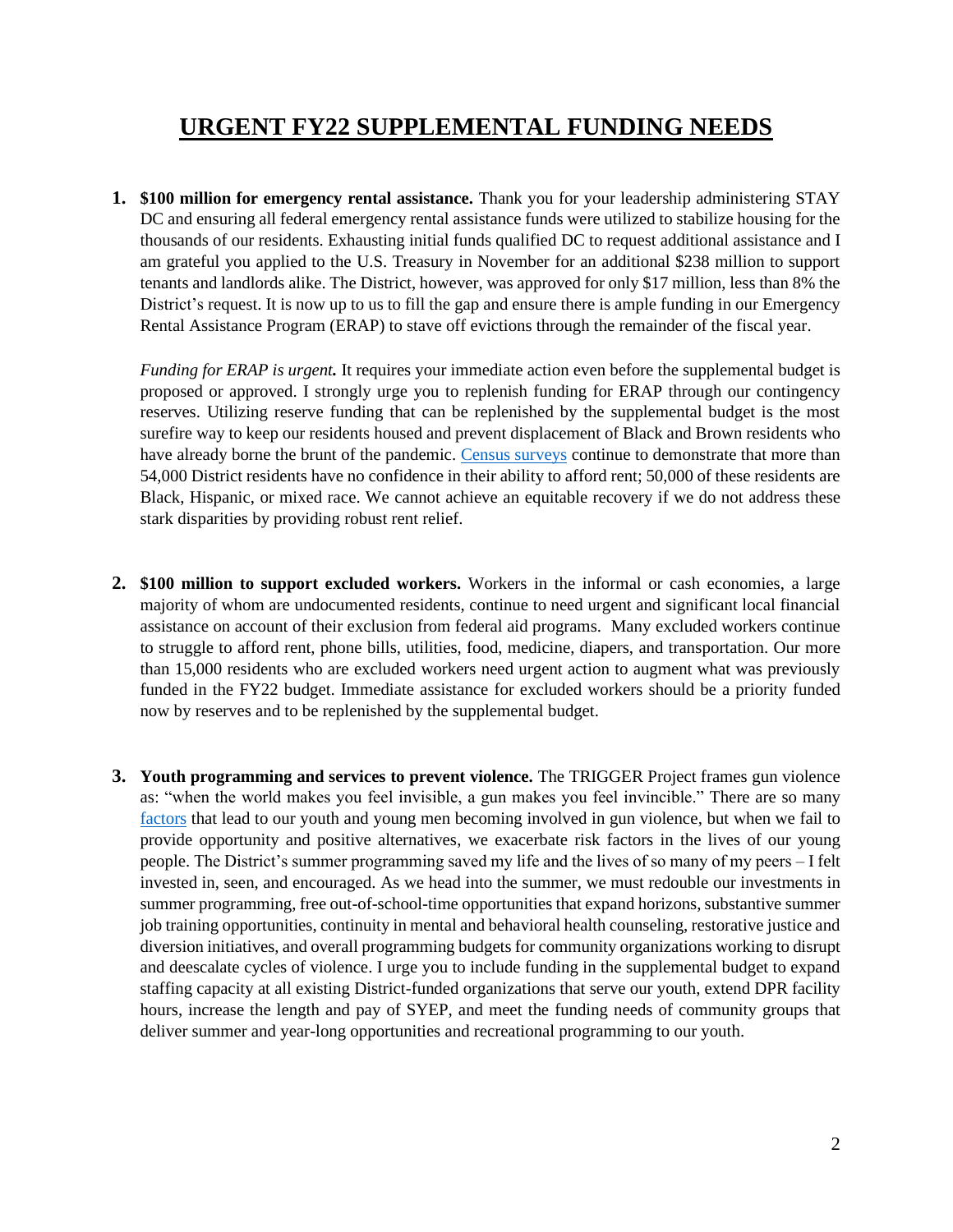# URGENT FY22 SUPPLEMENTAL FUNDING NEEDS

1. **$100 million for emergency rental assistance.** Thank you for your leadership administering STAY DC and ensuring all federal emergency rental assistance funds were utilized to stabilize housing for the thousands of our residents. Exhausting initial funds qualified DC to request additional assistance and I am grateful you applied to the U.S. Treasury in November for an additional $238 million to support tenants and landlords alike. The District, however, was approved for only $17 million, less than 8% the District's request. It is now up to us to fill the gap and ensure there is ample funding in our Emergency Rental Assistance Program (ERAP) to stave off evictions through the remainder of the fiscal year.

   *Funding for ERAP is urgent.* It requires your immediate action even before the supplemental budget is proposed or approved. I strongly urge you to replenish funding for ERAP through our contingency reserves. Utilizing reserve funding that can be replenished by the supplemental budget is the most surefire way to keep our residents housed and prevent displacement of Black and Brown residents who have already borne the brunt of the pandemic. Census surveys continue to demonstrate that more than 54,000 District residents have no confidence in their ability to afford rent; 50,000 of these residents are Black, Hispanic, or mixed race. We cannot achieve an equitable recovery if we do not address these stark disparities by providing robust rent relief.

2. **$100 million to support excluded workers.** Workers in the informal or cash economies, a large majority of whom are undocumented residents, continue to need urgent and significant local financial assistance on account of their exclusion from federal aid programs. Many excluded workers continue to struggle to afford rent, phone bills, utilities, food, medicine, diapers, and transportation. Our more than 15,000 residents who are excluded workers need urgent action to augment what was previously funded in the FY22 budget. Immediate assistance for excluded workers should be a priority funded now by reserves and to be replenished by the supplemental budget.

3. **Youth programming and services to prevent violence.** The TRIGGER Project frames gun violence as: "when the world makes you feel invisible, a gun makes you feel invincible." There are so many factors that lead to our youth and young men becoming involved in gun violence, but when we fail to provide opportunity and positive alternatives, we exacerbate risk factors in the lives of our young people. The District's summer programming saved my life and the lives of so many of my peers – I felt invested in, seen, and encouraged. As we head into the summer, we must redouble our investments in summer programming, free out-of-school-time opportunities that expand horizons, substantive summer job training opportunities, continuity in mental and behavioral health counseling, restorative justice and diversion initiatives, and overall programming budgets for community organizations working to disrupt and deescalate cycles of violence. I urge you to include funding in the supplemental budget to expand staffing capacity at all existing District-funded organizations that serve our youth, extend DPR facility hours, increase the length and pay of SYEP, and meet the funding needs of community groups that deliver summer and year-long opportunities and recreational programming to our youth.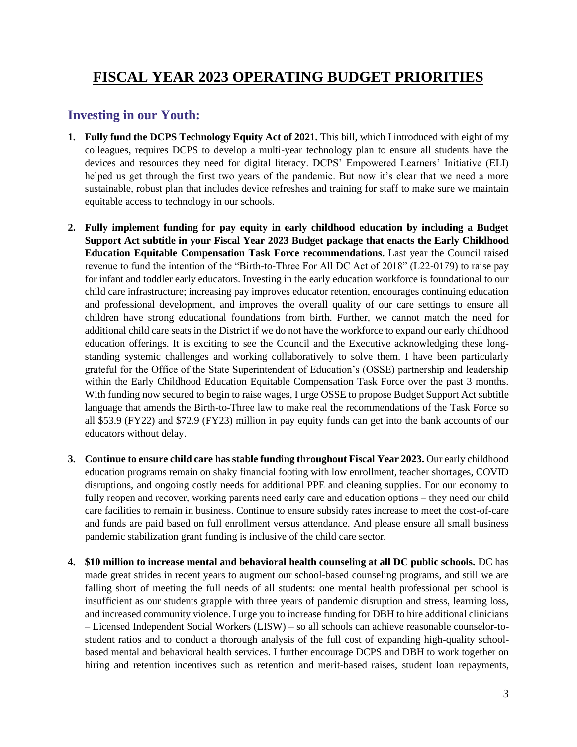# FISCAL YEAR 2023 OPERATING BUDGET PRIORITIES

## Investing in our Youth:

1. **Fully fund the DCPS Technology Equity Act of 2021.** This bill, which I introduced with eight of my colleagues, requires DCPS to develop a multi-year technology plan to ensure all students have the devices and resources they need for digital literacy. DCPS' Empowered Learners' Initiative (ELI) helped us get through the first two years of the pandemic. But now it's clear that we need a more sustainable, robust plan that includes device refreshes and training for staff to make sure we maintain equitable access to technology in our schools.

2. **Fully implement funding for pay equity in early childhood education by including a Budget Support Act subtitle in your Fiscal Year 2023 Budget package that enacts the Early Childhood Education Equitable Compensation Task Force recommendations.** Last year the Council raised revenue to fund the intention of the "Birth-to-Three For All DC Act of 2018" (L22-0179) to raise pay for infant and toddler early educators. Investing in the early education workforce is foundational to our child care infrastructure; increasing pay improves educator retention, encourages continuing education and professional development, and improves the overall quality of our care settings to ensure all children have strong educational foundations from birth. Further, we cannot match the need for additional child care seats in the District if we do not have the workforce to expand our early childhood education offerings. It is exciting to see the Council and the Executive acknowledging these long-standing systemic challenges and working collaboratively to solve them. I have been particularly grateful for the Office of the State Superintendent of Education's (OSSE) partnership and leadership within the Early Childhood Education Equitable Compensation Task Force over the past 3 months. With funding now secured to begin to raise wages, I urge OSSE to propose Budget Support Act subtitle language that amends the Birth-to-Three law to make real the recommendations of the Task Force so all $53.9 (FY22) and $72.9 (FY23) million in pay equity funds can get into the bank accounts of our educators without delay.

3. **Continue to ensure child care has stable funding throughout Fiscal Year 2023.** Our early childhood education programs remain on shaky financial footing with low enrollment, teacher shortages, COVID disruptions, and ongoing costly needs for additional PPE and cleaning supplies. For our economy to fully reopen and recover, working parents need early care and education options – they need our child care facilities to remain in business. Continue to ensure subsidy rates increase to meet the cost-of-care and funds are paid based on full enrollment versus attendance. And please ensure all small business pandemic stabilization grant funding is inclusive of the child care sector.

4. **$10 million to increase mental and behavioral health counseling at all DC public schools.** DC has made great strides in recent years to augment our school-based counseling programs, and still we are falling short of meeting the full needs of all students: one mental health professional per school is insufficient as our students grapple with three years of pandemic disruption and stress, learning loss, and increased community violence. I urge you to increase funding for DBH to hire additional clinicians – Licensed Independent Social Workers (LISW) – so all schools can achieve reasonable counselor-to-student ratios and to conduct a thorough analysis of the full cost of expanding high-quality school-based mental and behavioral health services. I further encourage DCPS and DBH to work together on hiring and retention incentives such as retention and merit-based raises, student loan repayments,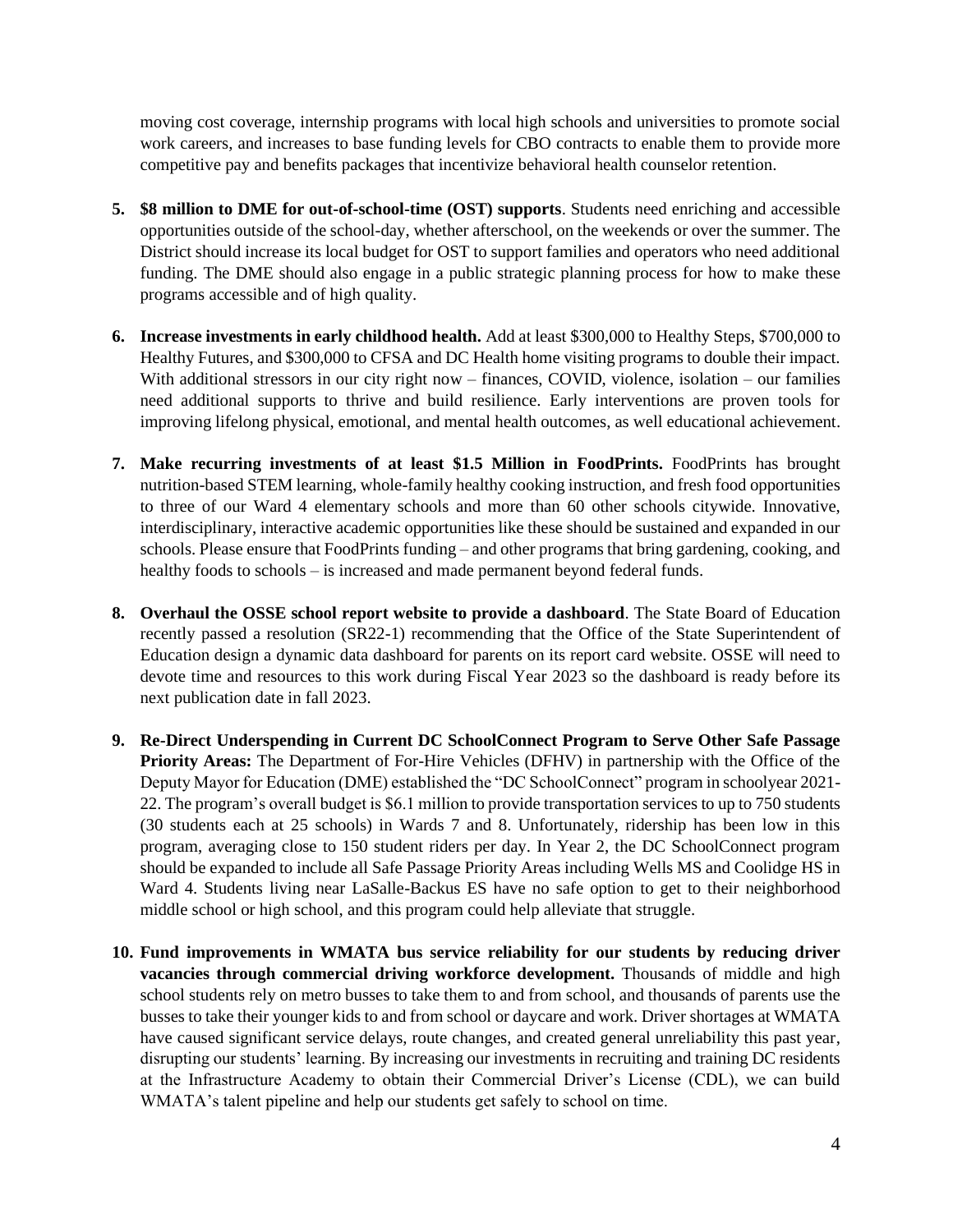moving cost coverage, internship programs with local high schools and universities to promote social work careers, and increases to base funding levels for CBO contracts to enable them to provide more competitive pay and benefits packages that incentivize behavioral health counselor retention.

5. **$8 million to DME for out-of-school-time (OST) supports**. Students need enriching and accessible opportunities outside of the school-day, whether afterschool, on the weekends or over the summer. The District should increase its local budget for OST to support families and operators who need additional funding. The DME should also engage in a public strategic planning process for how to make these programs accessible and of high quality.

6. **Increase investments in early childhood health.** Add at least $300,000 to Healthy Steps, $700,000 to Healthy Futures, and $300,000 to CFSA and DC Health home visiting programs to double their impact. With additional stressors in our city right now – finances, COVID, violence, isolation – our families need additional supports to thrive and build resilience. Early interventions are proven tools for improving lifelong physical, emotional, and mental health outcomes, as well educational achievement.

7. **Make recurring investments of at least $1.5 Million in FoodPrints.** FoodPrints has brought nutrition-based STEM learning, whole-family healthy cooking instruction, and fresh food opportunities to three of our Ward 4 elementary schools and more than 60 other schools citywide. Innovative, interdisciplinary, interactive academic opportunities like these should be sustained and expanded in our schools. Please ensure that FoodPrints funding – and other programs that bring gardening, cooking, and healthy foods to schools – is increased and made permanent beyond federal funds.

8. **Overhaul the OSSE school report website to provide a dashboard**. The State Board of Education recently passed a resolution (SR22-1) recommending that the Office of the State Superintendent of Education design a dynamic data dashboard for parents on its report card website. OSSE will need to devote time and resources to this work during Fiscal Year 2023 so the dashboard is ready before its next publication date in fall 2023.

9. **Re-Direct Underspending in Current DC SchoolConnect Program to Serve Other Safe Passage Priority Areas:** The Department of For-Hire Vehicles (DFHV) in partnership with the Office of the Deputy Mayor for Education (DME) established the "DC SchoolConnect" program in schoolyear 2021-22. The program's overall budget is $6.1 million to provide transportation services to up to 750 students (30 students each at 25 schools) in Wards 7 and 8. Unfortunately, ridership has been low in this program, averaging close to 150 student riders per day. In Year 2, the DC SchoolConnect program should be expanded to include all Safe Passage Priority Areas including Wells MS and Coolidge HS in Ward 4. Students living near LaSalle-Backus ES have no safe option to get to their neighborhood middle school or high school, and this program could help alleviate that struggle.

10. **Fund improvements in WMATA bus service reliability for our students by reducing driver vacancies through commercial driving workforce development.** Thousands of middle and high school students rely on metro busses to take them to and from school, and thousands of parents use the busses to take their younger kids to and from school or daycare and work. Driver shortages at WMATA have caused significant service delays, route changes, and created general unreliability this past year, disrupting our students' learning. By increasing our investments in recruiting and training DC residents at the Infrastructure Academy to obtain their Commercial Driver's License (CDL), we can build WMATA's talent pipeline and help our students get safely to school on time.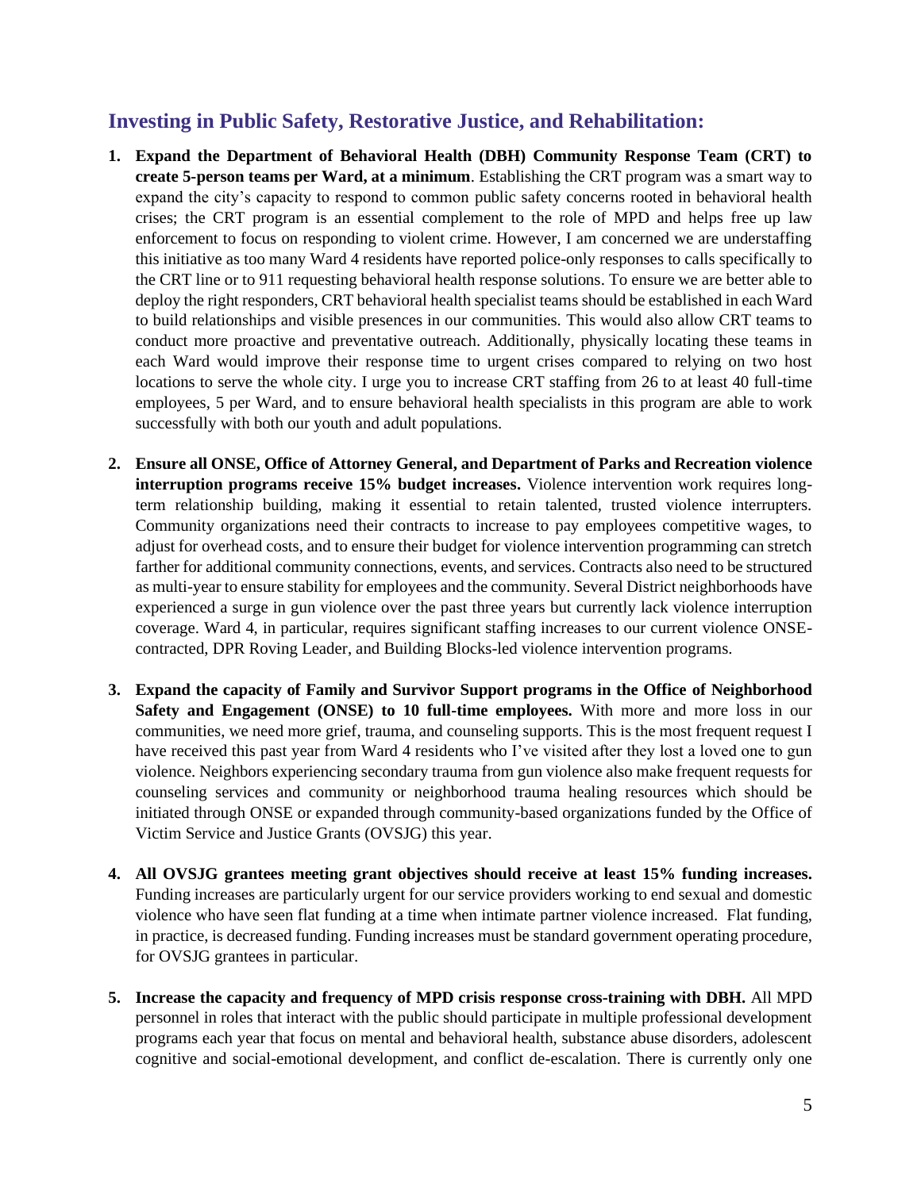## Investing in Public Safety, Restorative Justice, and Rehabilitation:

1. **Expand the Department of Behavioral Health (DBH) Community Response Team (CRT) to create 5-person teams per Ward, at a minimum**. Establishing the CRT program was a smart way to expand the city's capacity to respond to common public safety concerns rooted in behavioral health crises; the CRT program is an essential complement to the role of MPD and helps free up law enforcement to focus on responding to violent crime. However, I am concerned we are understaffing this initiative as too many Ward 4 residents have reported police-only responses to calls specifically to the CRT line or to 911 requesting behavioral health response solutions. To ensure we are better able to deploy the right responders, CRT behavioral health specialist teams should be established in each Ward to build relationships and visible presences in our communities. This would also allow CRT teams to conduct more proactive and preventative outreach. Additionally, physically locating these teams in each Ward would improve their response time to urgent crises compared to relying on two host locations to serve the whole city. I urge you to increase CRT staffing from 26 to at least 40 full-time employees, 5 per Ward, and to ensure behavioral health specialists in this program are able to work successfully with both our youth and adult populations.

2. **Ensure all ONSE, Office of Attorney General, and Department of Parks and Recreation violence interruption programs receive 15% budget increases.** Violence intervention work requires long-term relationship building, making it essential to retain talented, trusted violence interrupters. Community organizations need their contracts to increase to pay employees competitive wages, to adjust for overhead costs, and to ensure their budget for violence intervention programming can stretch farther for additional community connections, events, and services. Contracts also need to be structured as multi-year to ensure stability for employees and the community. Several District neighborhoods have experienced a surge in gun violence over the past three years but currently lack violence interruption coverage. Ward 4, in particular, requires significant staffing increases to our current violence ONSE-contracted, DPR Roving Leader, and Building Blocks-led violence intervention programs.

3. **Expand the capacity of Family and Survivor Support programs in the Office of Neighborhood Safety and Engagement (ONSE) to 10 full-time employees.** With more and more loss in our communities, we need more grief, trauma, and counseling supports. This is the most frequent request I have received this past year from Ward 4 residents who I've visited after they lost a loved one to gun violence. Neighbors experiencing secondary trauma from gun violence also make frequent requests for counseling services and community or neighborhood trauma healing resources which should be initiated through ONSE or expanded through community-based organizations funded by the Office of Victim Service and Justice Grants (OVSJG) this year.

4. **All OVSJG grantees meeting grant objectives should receive at least 15% funding increases.** Funding increases are particularly urgent for our service providers working to end sexual and domestic violence who have seen flat funding at a time when intimate partner violence increased. Flat funding, in practice, is decreased funding. Funding increases must be standard government operating procedure, for OVSJG grantees in particular.

5. **Increase the capacity and frequency of MPD crisis response cross-training with DBH.** All MPD personnel in roles that interact with the public should participate in multiple professional development programs each year that focus on mental and behavioral health, substance abuse disorders, adolescent cognitive and social-emotional development, and conflict de-escalation. There is currently only one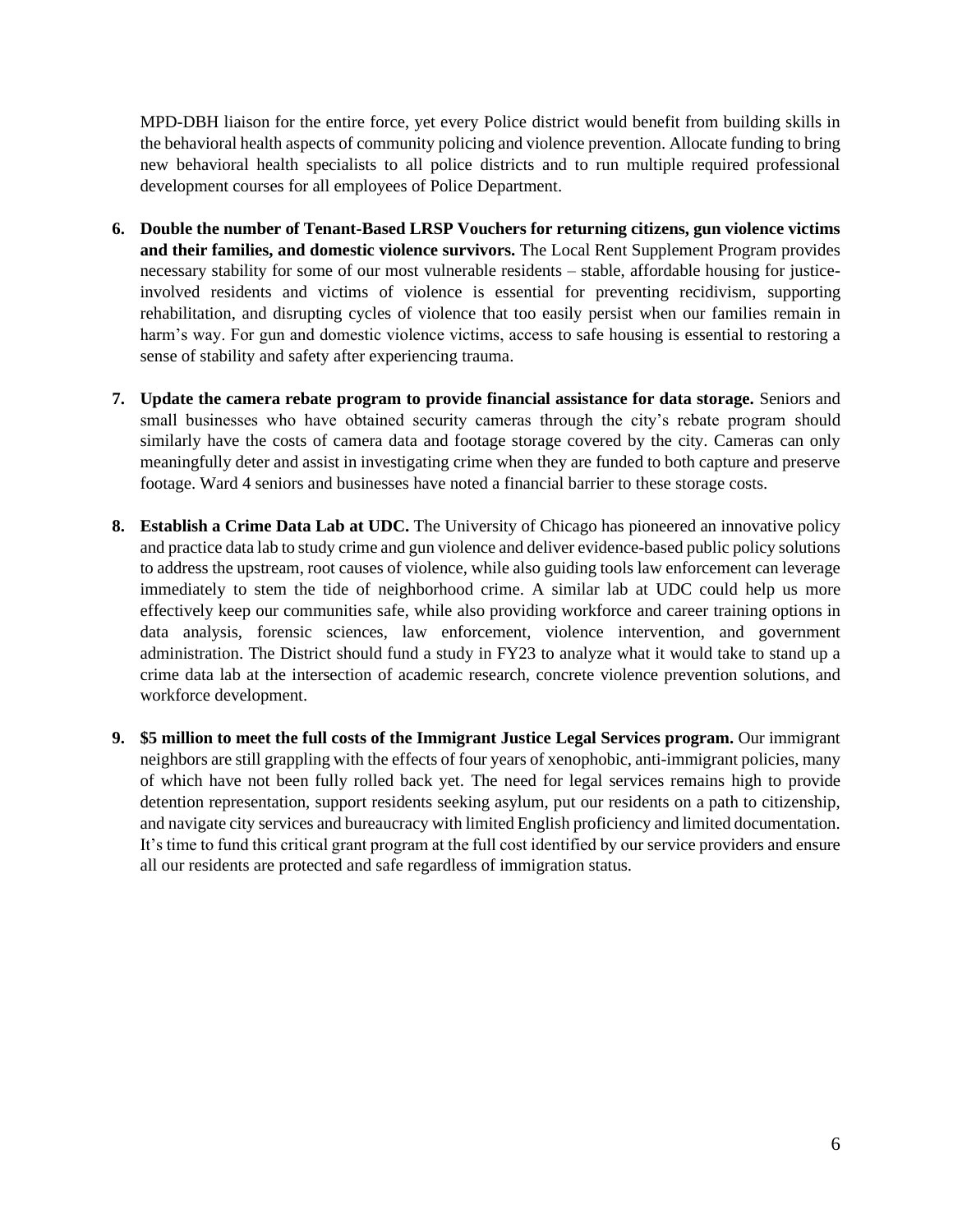MPD-DBH liaison for the entire force, yet every Police district would benefit from building skills in the behavioral health aspects of community policing and violence prevention. Allocate funding to bring new behavioral health specialists to all police districts and to run multiple required professional development courses for all employees of Police Department.

6. **Double the number of Tenant-Based LRSP Vouchers for returning citizens, gun violence victims and their families, and domestic violence survivors.** The Local Rent Supplement Program provides necessary stability for some of our most vulnerable residents – stable, affordable housing for justice-involved residents and victims of violence is essential for preventing recidivism, supporting rehabilitation, and disrupting cycles of violence that too easily persist when our families remain in harm's way. For gun and domestic violence victims, access to safe housing is essential to restoring a sense of stability and safety after experiencing trauma.

7. **Update the camera rebate program to provide financial assistance for data storage.** Seniors and small businesses who have obtained security cameras through the city's rebate program should similarly have the costs of camera data and footage storage covered by the city. Cameras can only meaningfully deter and assist in investigating crime when they are funded to both capture and preserve footage. Ward 4 seniors and businesses have noted a financial barrier to these storage costs.

8. **Establish a Crime Data Lab at UDC.** The University of Chicago has pioneered an innovative policy and practice data lab to study crime and gun violence and deliver evidence-based public policy solutions to address the upstream, root causes of violence, while also guiding tools law enforcement can leverage immediately to stem the tide of neighborhood crime. A similar lab at UDC could help us more effectively keep our communities safe, while also providing workforce and career training options in data analysis, forensic sciences, law enforcement, violence intervention, and government administration. The District should fund a study in FY23 to analyze what it would take to stand up a crime data lab at the intersection of academic research, concrete violence prevention solutions, and workforce development.

9. **$5 million to meet the full costs of the Immigrant Justice Legal Services program.** Our immigrant neighbors are still grappling with the effects of four years of xenophobic, anti-immigrant policies, many of which have not been fully rolled back yet. The need for legal services remains high to provide detention representation, support residents seeking asylum, put our residents on a path to citizenship, and navigate city services and bureaucracy with limited English proficiency and limited documentation. It's time to fund this critical grant program at the full cost identified by our service providers and ensure all our residents are protected and safe regardless of immigration status.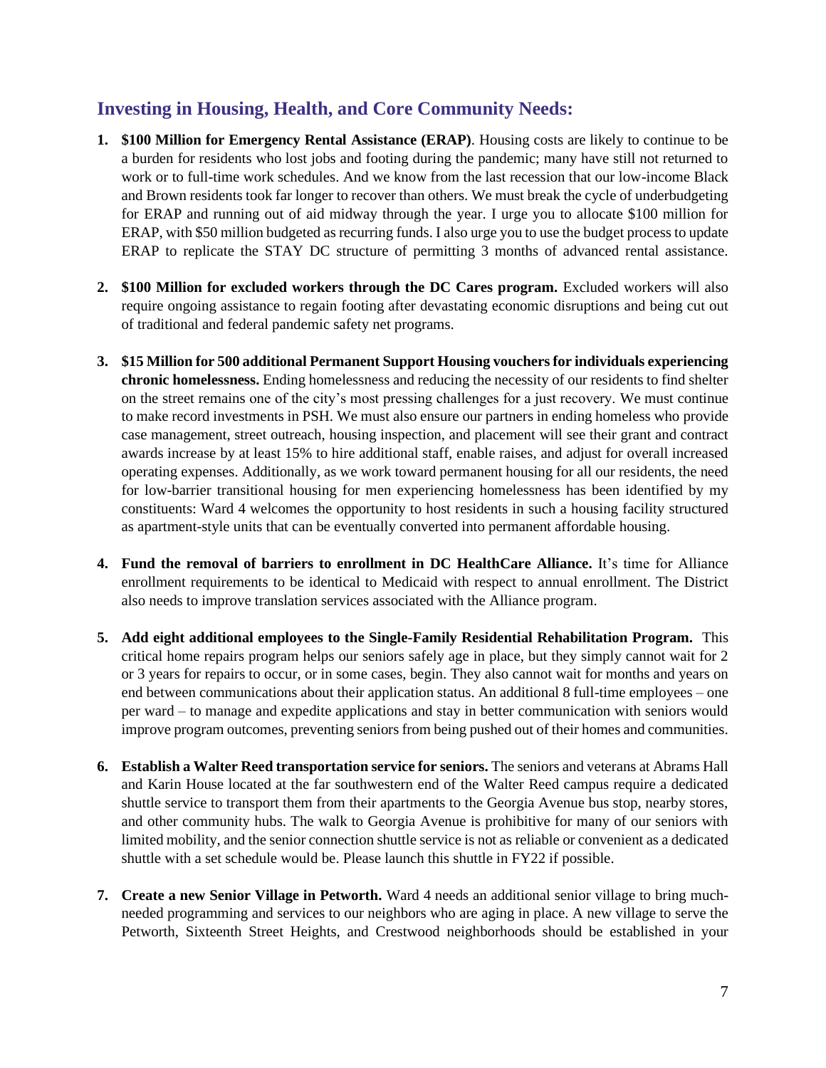## Investing in Housing, Health, and Core Community Needs:

1. **$100 Million for Emergency Rental Assistance (ERAP)**. Housing costs are likely to continue to be a burden for residents who lost jobs and footing during the pandemic; many have still not returned to work or to full-time work schedules. And we know from the last recession that our low-income Black and Brown residents took far longer to recover than others. We must break the cycle of underbudgeting for ERAP and running out of aid midway through the year. I urge you to allocate $100 million for ERAP, with $50 million budgeted as recurring funds. I also urge you to use the budget process to update ERAP to replicate the STAY DC structure of permitting 3 months of advanced rental assistance.

2. **$100 Million for excluded workers through the DC Cares program.** Excluded workers will also require ongoing assistance to regain footing after devastating economic disruptions and being cut out of traditional and federal pandemic safety net programs.

3. **$15 Million for 500 additional Permanent Support Housing vouchers for individuals experiencing chronic homelessness.** Ending homelessness and reducing the necessity of our residents to find shelter on the street remains one of the city's most pressing challenges for a just recovery. We must continue to make record investments in PSH. We must also ensure our partners in ending homeless who provide case management, street outreach, housing inspection, and placement will see their grant and contract awards increase by at least 15% to hire additional staff, enable raises, and adjust for overall increased operating expenses. Additionally, as we work toward permanent housing for all our residents, the need for low-barrier transitional housing for men experiencing homelessness has been identified by my constituents: Ward 4 welcomes the opportunity to host residents in such a housing facility structured as apartment-style units that can be eventually converted into permanent affordable housing.

4. **Fund the removal of barriers to enrollment in DC HealthCare Alliance.** It's time for Alliance enrollment requirements to be identical to Medicaid with respect to annual enrollment. The District also needs to improve translation services associated with the Alliance program.

5. **Add eight additional employees to the Single-Family Residential Rehabilitation Program.** This critical home repairs program helps our seniors safely age in place, but they simply cannot wait for 2 or 3 years for repairs to occur, or in some cases, begin. They also cannot wait for months and years on end between communications about their application status. An additional 8 full-time employees – one per ward – to manage and expedite applications and stay in better communication with seniors would improve program outcomes, preventing seniors from being pushed out of their homes and communities.

6. **Establish a Walter Reed transportation service for seniors.** The seniors and veterans at Abrams Hall and Karin House located at the far southwestern end of the Walter Reed campus require a dedicated shuttle service to transport them from their apartments to the Georgia Avenue bus stop, nearby stores, and other community hubs. The walk to Georgia Avenue is prohibitive for many of our seniors with limited mobility, and the senior connection shuttle service is not as reliable or convenient as a dedicated shuttle with a set schedule would be. Please launch this shuttle in FY22 if possible.

7. **Create a new Senior Village in Petworth.** Ward 4 needs an additional senior village to bring much-needed programming and services to our neighbors who are aging in place. A new village to serve the Petworth, Sixteenth Street Heights, and Crestwood neighborhoods should be established in your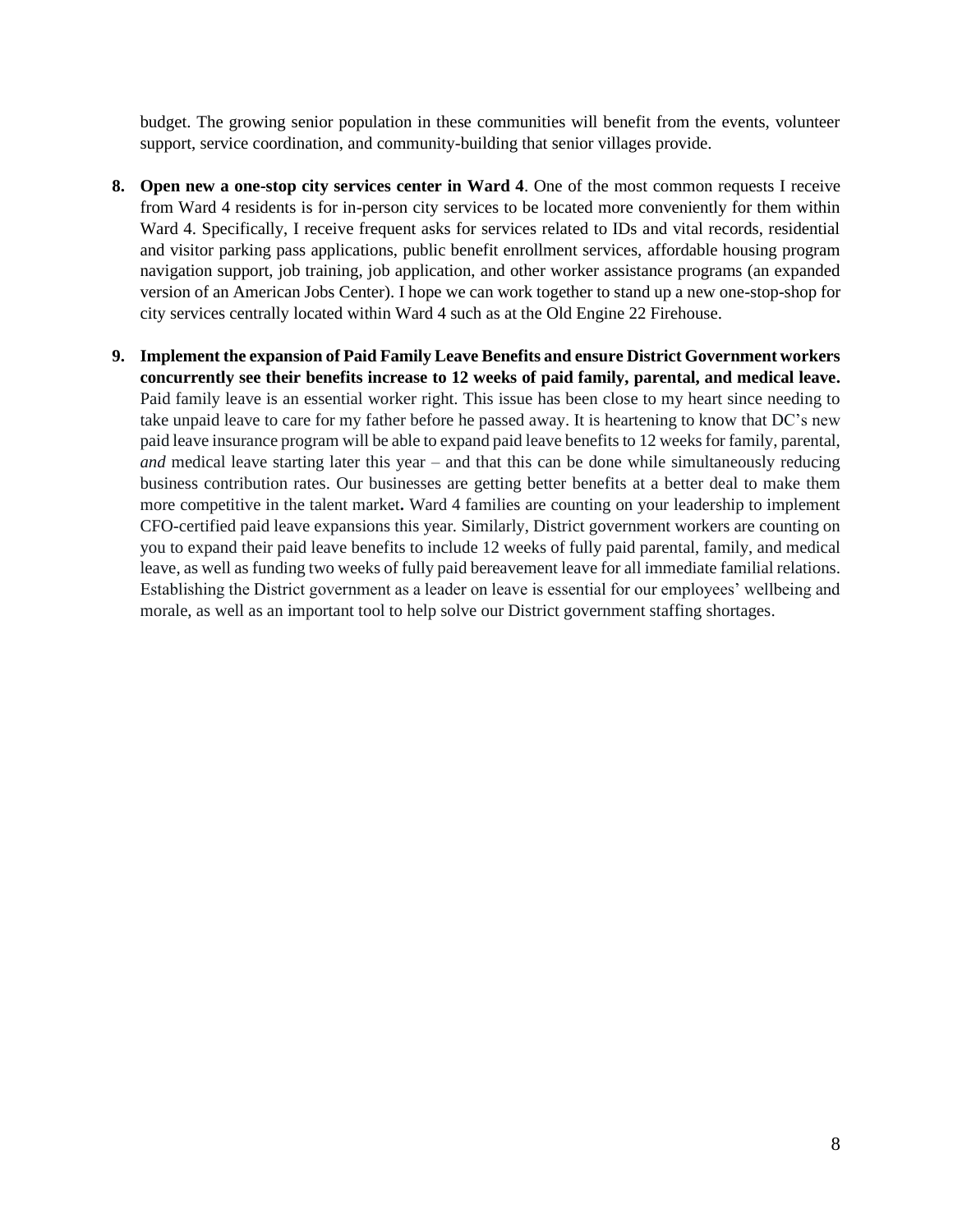budget. The growing senior population in these communities will benefit from the events, volunteer support, service coordination, and community-building that senior villages provide.

8. **Open new a one-stop city services center in Ward 4**. One of the most common requests I receive from Ward 4 residents is for in-person city services to be located more conveniently for them within Ward 4. Specifically, I receive frequent asks for services related to IDs and vital records, residential and visitor parking pass applications, public benefit enrollment services, affordable housing program navigation support, job training, job application, and other worker assistance programs (an expanded version of an American Jobs Center). I hope we can work together to stand up a new one-stop-shop for city services centrally located within Ward 4 such as at the Old Engine 22 Firehouse.

9. **Implement the expansion of Paid Family Leave Benefits and ensure District Government workers concurrently see their benefits increase to 12 weeks of paid family, parental, and medical leave.** Paid family leave is an essential worker right. This issue has been close to my heart since needing to take unpaid leave to care for my father before he passed away. It is heartening to know that DC's new paid leave insurance program will be able to expand paid leave benefits to 12 weeks for family, parental, *and* medical leave starting later this year – and that this can be done while simultaneously reducing business contribution rates. Our businesses are getting better benefits at a better deal to make them more competitive in the talent market**.** Ward 4 families are counting on your leadership to implement CFO-certified paid leave expansions this year. Similarly, District government workers are counting on you to expand their paid leave benefits to include 12 weeks of fully paid parental, family, and medical leave, as well as funding two weeks of fully paid bereavement leave for all immediate familial relations. Establishing the District government as a leader on leave is essential for our employees' wellbeing and morale, as well as an important tool to help solve our District government staffing shortages.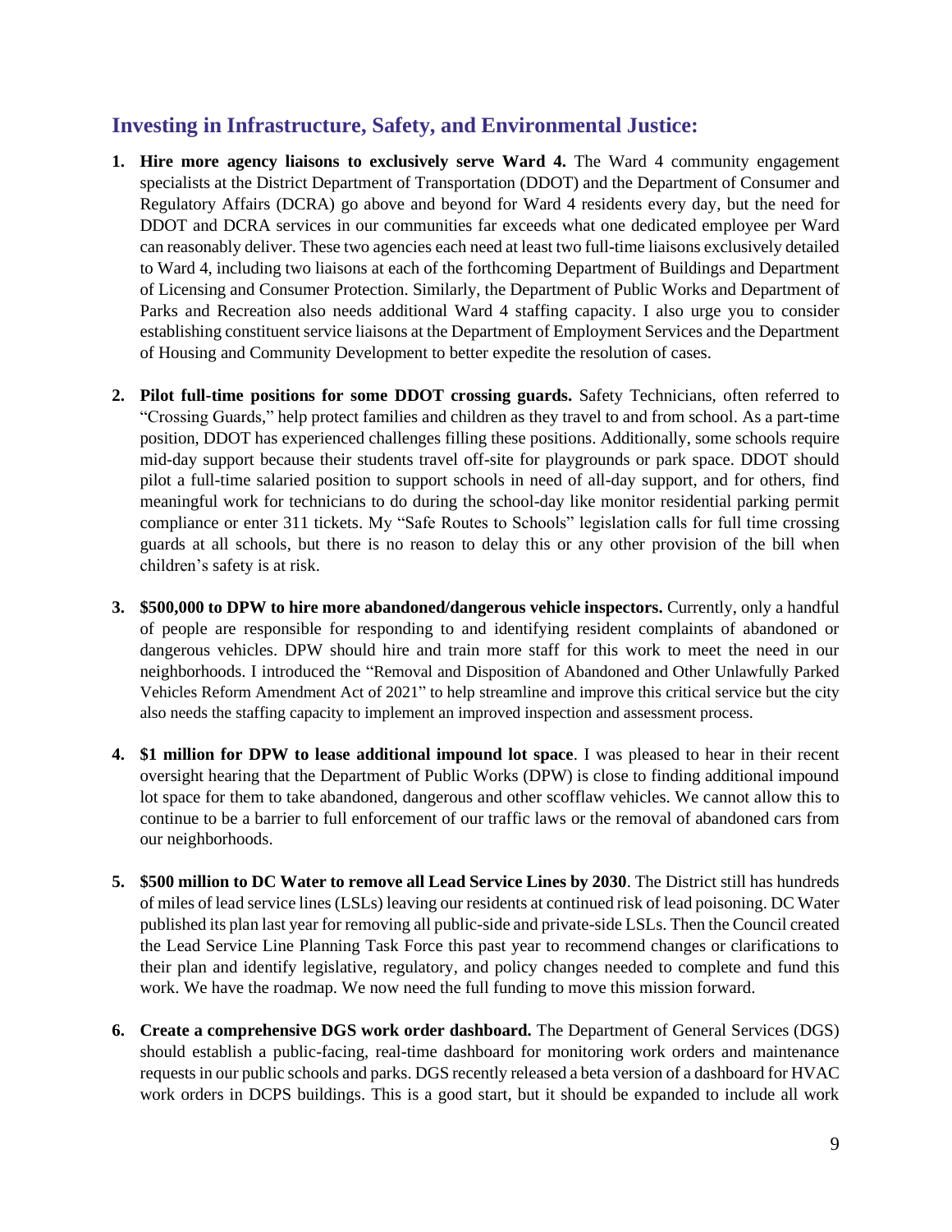## Investing in Infrastructure, Safety, and Environmental Justice:

1. **Hire more agency liaisons to exclusively serve Ward 4.** The Ward 4 community engagement specialists at the District Department of Transportation (DDOT) and the Department of Consumer and Regulatory Affairs (DCRA) go above and beyond for Ward 4 residents every day, but the need for DDOT and DCRA services in our communities far exceeds what one dedicated employee per Ward can reasonably deliver. These two agencies each need at least two full-time liaisons exclusively detailed to Ward 4, including two liaisons at each of the forthcoming Department of Buildings and Department of Licensing and Consumer Protection. Similarly, the Department of Public Works and Department of Parks and Recreation also needs additional Ward 4 staffing capacity. I also urge you to consider establishing constituent service liaisons at the Department of Employment Services and the Department of Housing and Community Development to better expedite the resolution of cases.

2. **Pilot full-time positions for some DDOT crossing guards.** Safety Technicians, often referred to "Crossing Guards," help protect families and children as they travel to and from school. As a part-time position, DDOT has experienced challenges filling these positions. Additionally, some schools require mid-day support because their students travel off-site for playgrounds or park space. DDOT should pilot a full-time salaried position to support schools in need of all-day support, and for others, find meaningful work for technicians to do during the school-day like monitor residential parking permit compliance or enter 311 tickets. My "Safe Routes to Schools" legislation calls for full time crossing guards at all schools, but there is no reason to delay this or any other provision of the bill when children's safety is at risk.

3. **$500,000 to DPW to hire more abandoned/dangerous vehicle inspectors.** Currently, only a handful of people are responsible for responding to and identifying resident complaints of abandoned or dangerous vehicles. DPW should hire and train more staff for this work to meet the need in our neighborhoods. I introduced the "Removal and Disposition of Abandoned and Other Unlawfully Parked Vehicles Reform Amendment Act of 2021" to help streamline and improve this critical service but the city also needs the staffing capacity to implement an improved inspection and assessment process.

4. **$1 million for DPW to lease additional impound lot space**. I was pleased to hear in their recent oversight hearing that the Department of Public Works (DPW) is close to finding additional impound lot space for them to take abandoned, dangerous and other scofflaw vehicles. We cannot allow this to continue to be a barrier to full enforcement of our traffic laws or the removal of abandoned cars from our neighborhoods.

5. **$500 million to DC Water to remove all Lead Service Lines by 2030**. The District still has hundreds of miles of lead service lines (LSLs) leaving our residents at continued risk of lead poisoning. DC Water published its plan last year for removing all public-side and private-side LSLs. Then the Council created the Lead Service Line Planning Task Force this past year to recommend changes or clarifications to their plan and identify legislative, regulatory, and policy changes needed to complete and fund this work. We have the roadmap. We now need the full funding to move this mission forward.

6. **Create a comprehensive DGS work order dashboard.** The Department of General Services (DGS) should establish a public-facing, real-time dashboard for monitoring work orders and maintenance requests in our public schools and parks. DGS recently released a beta version of a dashboard for HVAC work orders in DCPS buildings. This is a good start, but it should be expanded to include all work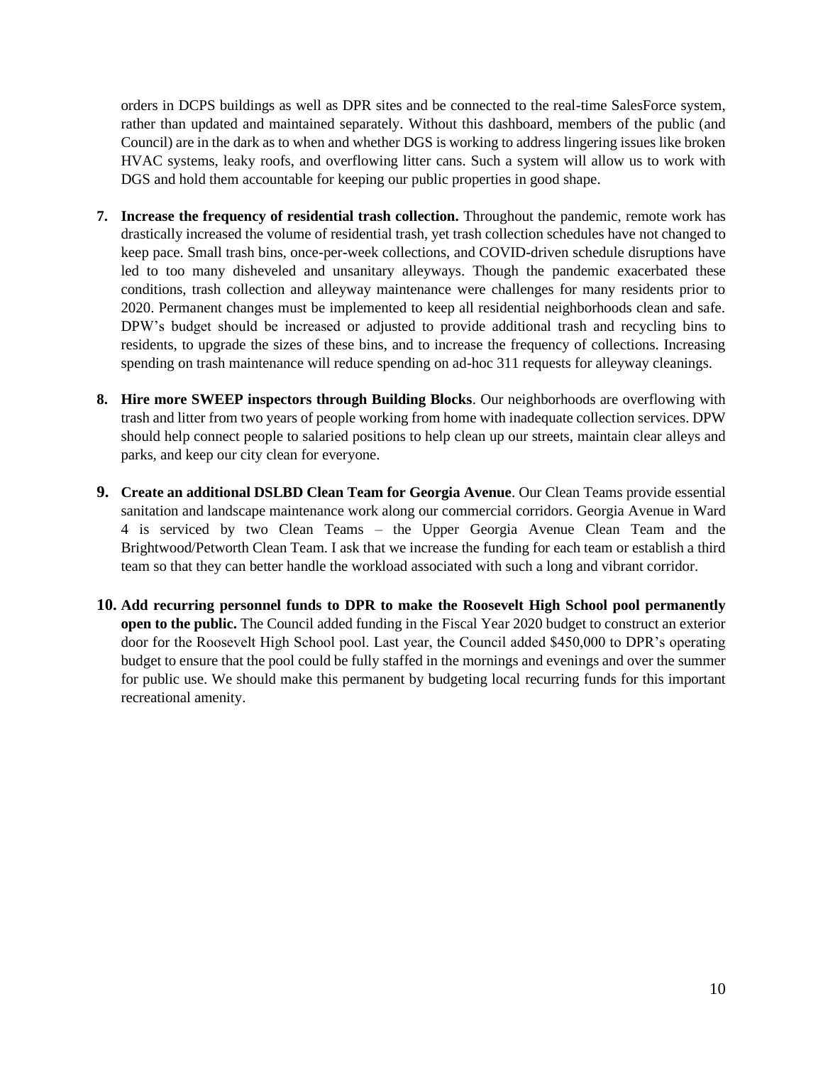orders in DCPS buildings as well as DPR sites and be connected to the real-time SalesForce system, rather than updated and maintained separately. Without this dashboard, members of the public (and Council) are in the dark as to when and whether DGS is working to address lingering issues like broken HVAC systems, leaky roofs, and overflowing litter cans. Such a system will allow us to work with DGS and hold them accountable for keeping our public properties in good shape.

7. **Increase the frequency of residential trash collection.** Throughout the pandemic, remote work has drastically increased the volume of residential trash, yet trash collection schedules have not changed to keep pace. Small trash bins, once-per-week collections, and COVID-driven schedule disruptions have led to too many disheveled and unsanitary alleyways. Though the pandemic exacerbated these conditions, trash collection and alleyway maintenance were challenges for many residents prior to 2020. Permanent changes must be implemented to keep all residential neighborhoods clean and safe. DPW's budget should be increased or adjusted to provide additional trash and recycling bins to residents, to upgrade the sizes of these bins, and to increase the frequency of collections. Increasing spending on trash maintenance will reduce spending on ad-hoc 311 requests for alleyway cleanings.

8. **Hire more SWEEP inspectors through Building Blocks**. Our neighborhoods are overflowing with trash and litter from two years of people working from home with inadequate collection services. DPW should help connect people to salaried positions to help clean up our streets, maintain clear alleys and parks, and keep our city clean for everyone.

9. **Create an additional DSLBD Clean Team for Georgia Avenue**. Our Clean Teams provide essential sanitation and landscape maintenance work along our commercial corridors. Georgia Avenue in Ward 4 is serviced by two Clean Teams – the Upper Georgia Avenue Clean Team and the Brightwood/Petworth Clean Team. I ask that we increase the funding for each team or establish a third team so that they can better handle the workload associated with such a long and vibrant corridor.

10. **Add recurring personnel funds to DPR to make the Roosevelt High School pool permanently open to the public.** The Council added funding in the Fiscal Year 2020 budget to construct an exterior door for the Roosevelt High School pool. Last year, the Council added $450,000 to DPR's operating budget to ensure that the pool could be fully staffed in the mornings and evenings and over the summer for public use. We should make this permanent by budgeting local recurring funds for this important recreational amenity.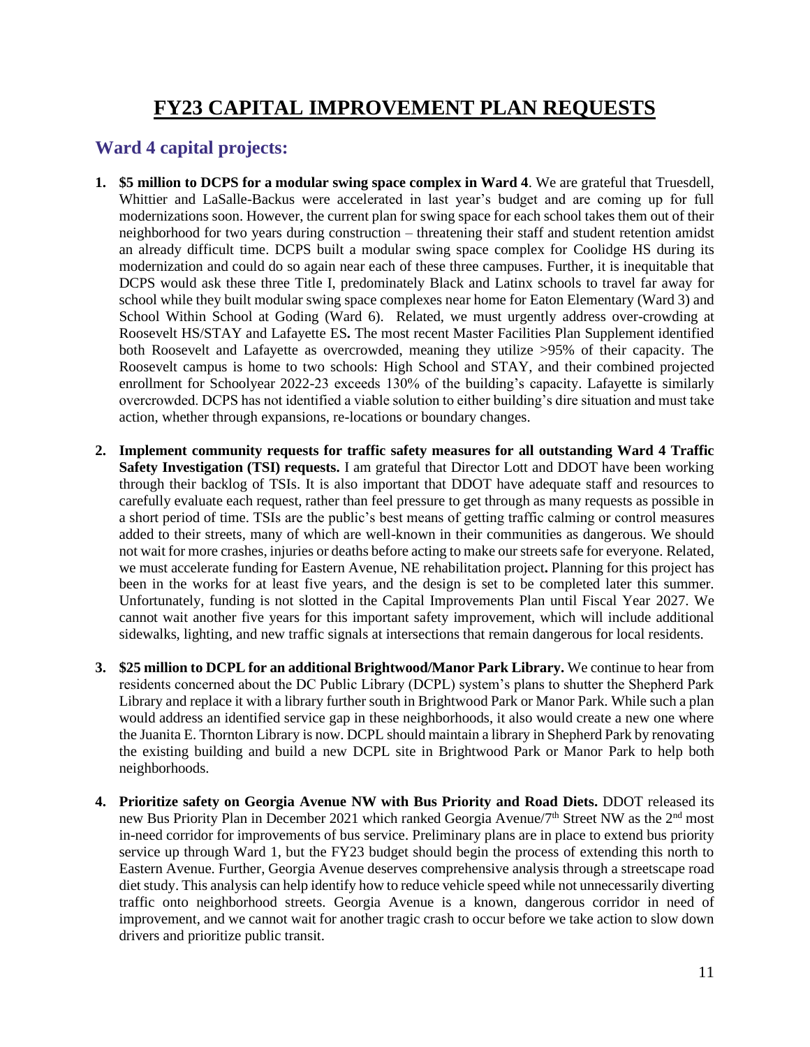# FY23 CAPITAL IMPROVEMENT PLAN REQUESTS

## Ward 4 capital projects:

1. **\$5 million to DCPS for a modular swing space complex in Ward 4**. We are grateful that Truesdell, Whittier and LaSalle-Backus were accelerated in last year's budget and are coming up for full modernizations soon. However, the current plan for swing space for each school takes them out of their neighborhood for two years during construction – threatening their staff and student retention amidst an already difficult time. DCPS built a modular swing space complex for Coolidge HS during its modernization and could do so again near each of these three campuses. Further, it is inequitable that DCPS would ask these three Title I, predominately Black and Latinx schools to travel far away for school while they built modular swing space complexes near home for Eaton Elementary (Ward 3) and School Within School at Goding (Ward 6). Related, we must urgently address over-crowding at Roosevelt HS/STAY and Lafayette ES**.** The most recent Master Facilities Plan Supplement identified both Roosevelt and Lafayette as overcrowded, meaning they utilize >95% of their capacity. The Roosevelt campus is home to two schools: High School and STAY, and their combined projected enrollment for Schoolyear 2022-23 exceeds 130% of the building's capacity. Lafayette is similarly overcrowded. DCPS has not identified a viable solution to either building's dire situation and must take action, whether through expansions, re-locations or boundary changes.

2. **Implement community requests for traffic safety measures for all outstanding Ward 4 Traffic Safety Investigation (TSI) requests.** I am grateful that Director Lott and DDOT have been working through their backlog of TSIs. It is also important that DDOT have adequate staff and resources to carefully evaluate each request, rather than feel pressure to get through as many requests as possible in a short period of time. TSIs are the public's best means of getting traffic calming or control measures added to their streets, many of which are well-known in their communities as dangerous. We should not wait for more crashes, injuries or deaths before acting to make our streets safe for everyone. Related, we must accelerate funding for Eastern Avenue, NE rehabilitation project**.** Planning for this project has been in the works for at least five years, and the design is set to be completed later this summer. Unfortunately, funding is not slotted in the Capital Improvements Plan until Fiscal Year 2027. We cannot wait another five years for this important safety improvement, which will include additional sidewalks, lighting, and new traffic signals at intersections that remain dangerous for local residents.

3. **\$25 million to DCPL for an additional Brightwood/Manor Park Library.** We continue to hear from residents concerned about the DC Public Library (DCPL) system's plans to shutter the Shepherd Park Library and replace it with a library further south in Brightwood Park or Manor Park. While such a plan would address an identified service gap in these neighborhoods, it also would create a new one where the Juanita E. Thornton Library is now. DCPL should maintain a library in Shepherd Park by renovating the existing building and build a new DCPL site in Brightwood Park or Manor Park to help both neighborhoods.

4. **Prioritize safety on Georgia Avenue NW with Bus Priority and Road Diets.** DDOT released its new Bus Priority Plan in December 2021 which ranked Georgia Avenue/7th Street NW as the 2nd most in-need corridor for improvements of bus service. Preliminary plans are in place to extend bus priority service up through Ward 1, but the FY23 budget should begin the process of extending this north to Eastern Avenue. Further, Georgia Avenue deserves comprehensive analysis through a streetscape road diet study. This analysis can help identify how to reduce vehicle speed while not unnecessarily diverting traffic onto neighborhood streets. Georgia Avenue is a known, dangerous corridor in need of improvement, and we cannot wait for another tragic crash to occur before we take action to slow down drivers and prioritize public transit.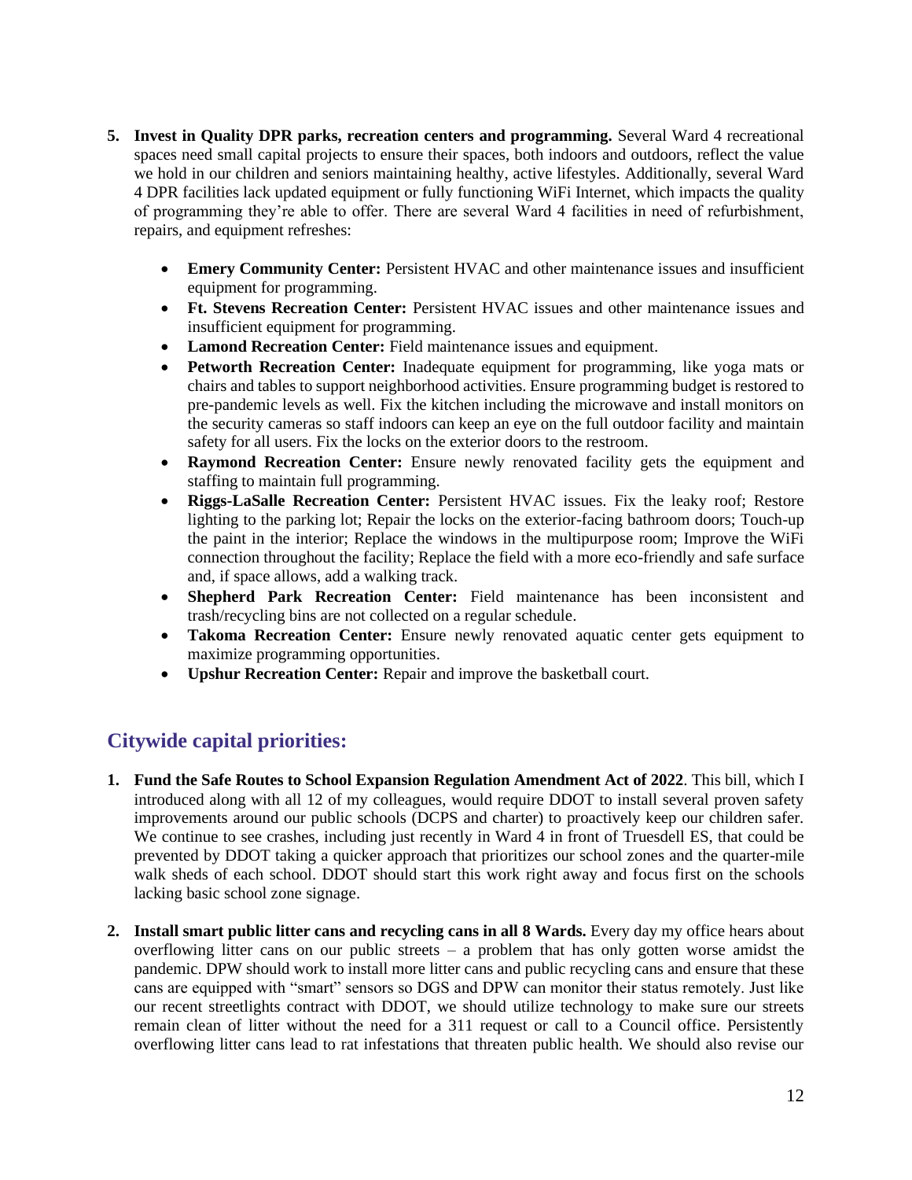5. **Invest in Quality DPR parks, recreation centers and programming.** Several Ward 4 recreational spaces need small capital projects to ensure their spaces, both indoors and outdoors, reflect the value we hold in our children and seniors maintaining healthy, active lifestyles. Additionally, several Ward 4 DPR facilities lack updated equipment or fully functioning WiFi Internet, which impacts the quality of programming they're able to offer. There are several Ward 4 facilities in need of refurbishment, repairs, and equipment refreshes:

   - **Emery Community Center:** Persistent HVAC and other maintenance issues and insufficient equipment for programming.
   - **Ft. Stevens Recreation Center:** Persistent HVAC issues and other maintenance issues and insufficient equipment for programming.
   - **Lamond Recreation Center:** Field maintenance issues and equipment.
   - **Petworth Recreation Center:** Inadequate equipment for programming, like yoga mats or chairs and tables to support neighborhood activities. Ensure programming budget is restored to pre-pandemic levels as well. Fix the kitchen including the microwave and install monitors on the security cameras so staff indoors can keep an eye on the full outdoor facility and maintain safety for all users. Fix the locks on the exterior doors to the restroom.
   - **Raymond Recreation Center:** Ensure newly renovated facility gets the equipment and staffing to maintain full programming.
   - **Riggs-LaSalle Recreation Center:** Persistent HVAC issues. Fix the leaky roof; Restore lighting to the parking lot; Repair the locks on the exterior-facing bathroom doors; Touch-up the paint in the interior; Replace the windows in the multipurpose room; Improve the WiFi connection throughout the facility; Replace the field with a more eco-friendly and safe surface and, if space allows, add a walking track.
   - **Shepherd Park Recreation Center:** Field maintenance has been inconsistent and trash/recycling bins are not collected on a regular schedule.
   - **Takoma Recreation Center:** Ensure newly renovated aquatic center gets equipment to maximize programming opportunities.
   - **Upshur Recreation Center:** Repair and improve the basketball court.

## Citywide capital priorities:

1. **Fund the Safe Routes to School Expansion Regulation Amendment Act of 2022**. This bill, which I introduced along with all 12 of my colleagues, would require DDOT to install several proven safety improvements around our public schools (DCPS and charter) to proactively keep our children safer. We continue to see crashes, including just recently in Ward 4 in front of Truesdell ES, that could be prevented by DDOT taking a quicker approach that prioritizes our school zones and the quarter-mile walk sheds of each school. DDOT should start this work right away and focus first on the schools lacking basic school zone signage.

2. **Install smart public litter cans and recycling cans in all 8 Wards.** Every day my office hears about overflowing litter cans on our public streets – a problem that has only gotten worse amidst the pandemic. DPW should work to install more litter cans and public recycling cans and ensure that these cans are equipped with "smart" sensors so DGS and DPW can monitor their status remotely. Just like our recent streetlights contract with DDOT, we should utilize technology to make sure our streets remain clean of litter without the need for a 311 request or call to a Council office. Persistently overflowing litter cans lead to rat infestations that threaten public health. We should also revise our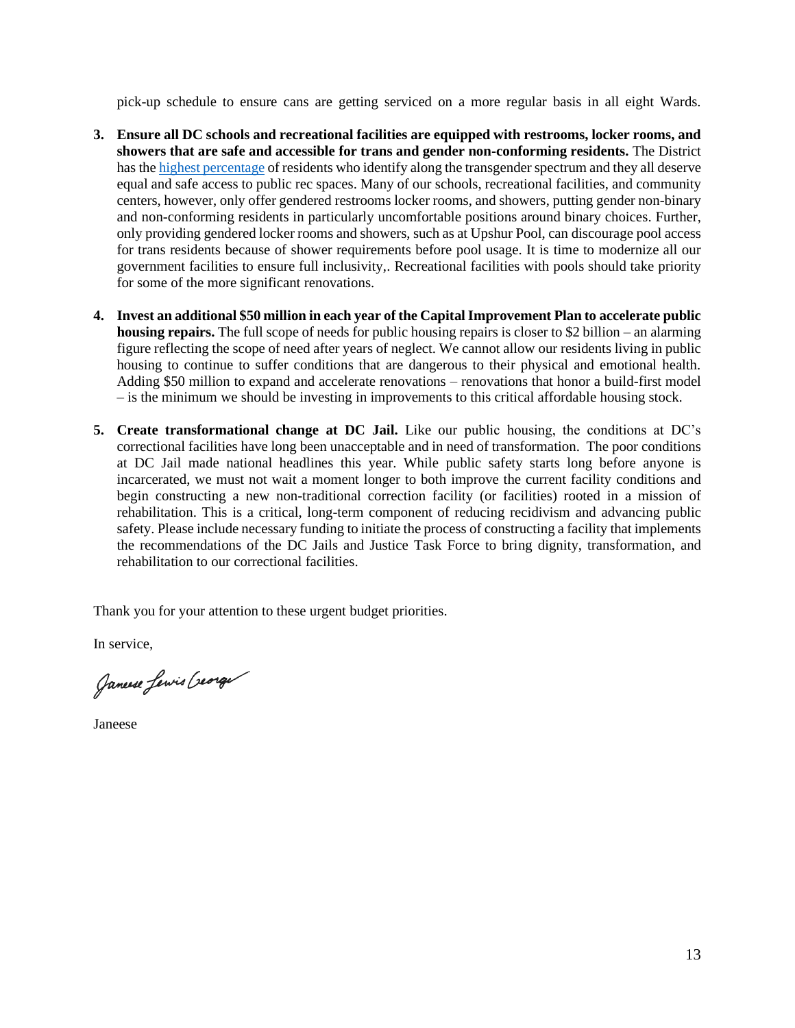pick-up schedule to ensure cans are getting serviced on a more regular basis in all eight Wards.

3. **Ensure all DC schools and recreational facilities are equipped with restrooms, locker rooms, and showers that are safe and accessible for trans and gender non-conforming residents.** The District has the [highest percentage](#) of residents who identify along the transgender spectrum and they all deserve equal and safe access to public rec spaces. Many of our schools, recreational facilities, and community centers, however, only offer gendered restrooms locker rooms, and showers, putting gender non-binary and non-conforming residents in particularly uncomfortable positions around binary choices. Further, only providing gendered locker rooms and showers, such as at Upshur Pool, can discourage pool access for trans residents because of shower requirements before pool usage. It is time to modernize all our government facilities to ensure full inclusivity,. Recreational facilities with pools should take priority for some of the more significant renovations.

4. **Invest an additional $50 million in each year of the Capital Improvement Plan to accelerate public housing repairs.** The full scope of needs for public housing repairs is closer to $2 billion – an alarming figure reflecting the scope of need after years of neglect. We cannot allow our residents living in public housing to continue to suffer conditions that are dangerous to their physical and emotional health. Adding $50 million to expand and accelerate renovations – renovations that honor a build-first model – is the minimum we should be investing in improvements to this critical affordable housing stock.

5. **Create transformational change at DC Jail.** Like our public housing, the conditions at DC's correctional facilities have long been unacceptable and in need of transformation. The poor conditions at DC Jail made national headlines this year. While public safety starts long before anyone is incarcerated, we must not wait a moment longer to both improve the current facility conditions and begin constructing a new non-traditional correction facility (or facilities) rooted in a mission of rehabilitation. This is a critical, long-term component of reducing recidivism and advancing public safety. Please include necessary funding to initiate the process of constructing a facility that implements the recommendations of the DC Jails and Justice Task Force to bring dignity, transformation, and rehabilitation to our correctional facilities.

Thank you for your attention to these urgent budget priorities.

In service,

Janeese Lewis George

Janeese